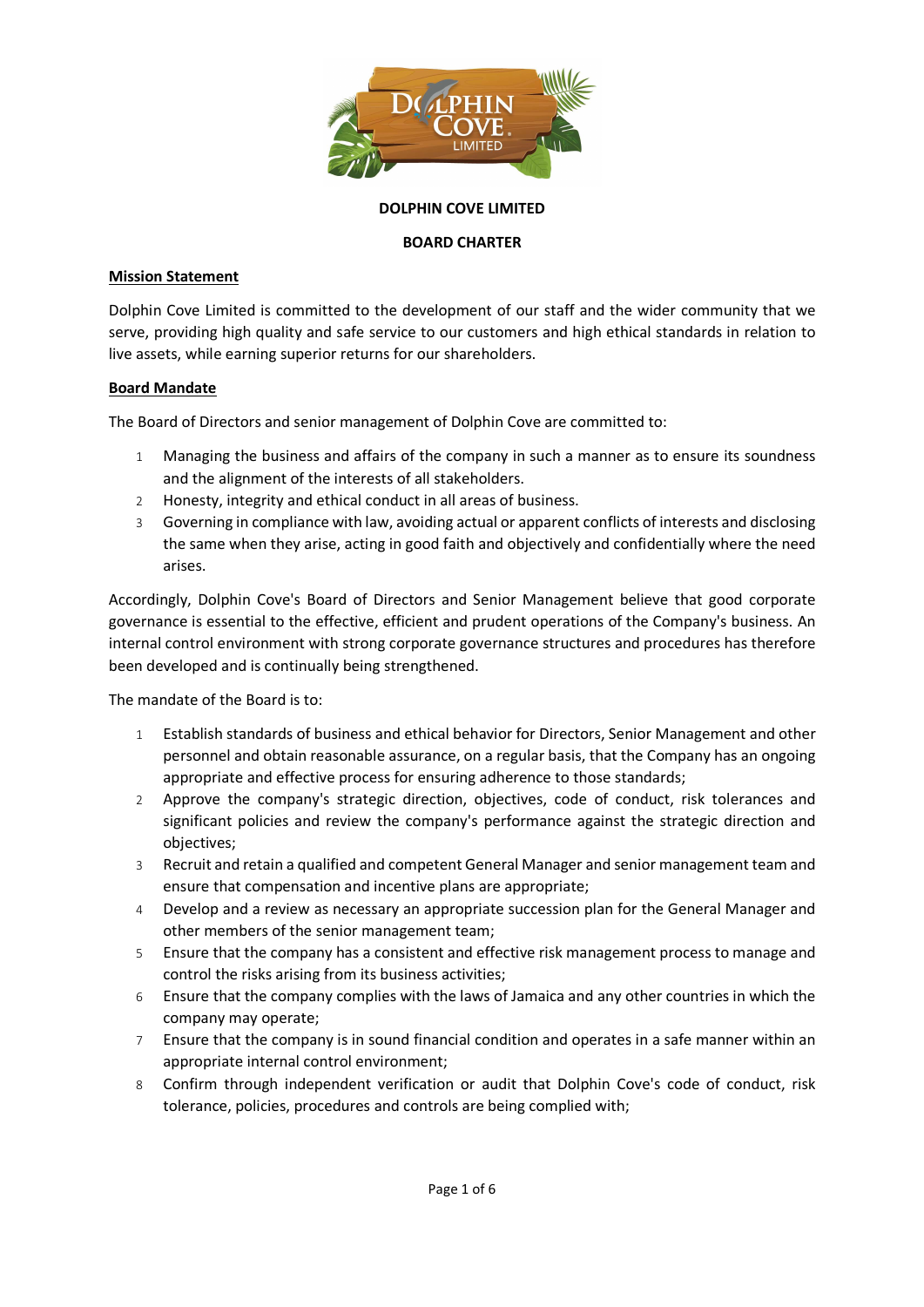**DOLPHIN COVE LIMITED**

**BOARD CHARTER**

**Mission Statement**

Dolphin Cove Limited is committed to the development of our staff and the wider community that we serve, providing high quality and safe service to our customers and high ethical standards in relation to live assets, while earning superior returns for our shareholders.

**Board Mandate**

The Board of Directors and senior management of Dolphin Cove are committed to:

1. Managing the business and affairs of the company in such a manner as to ensure its soundness and the alignment of the interests of all stakeholders.
2. Honesty, integrity and ethical conduct in all areas of business.
3. Governing in compliance with law, avoiding actual or apparent conflicts of interests and disclosing the same when they arise, acting in good faith and objectively and confidentially where the need arises.

Accordingly, Dolphin Cove's Board of Directors and Senior Management believe that good corporate governance is essential to the effective, efficient and prudent operations of the Company's business. An internal control environment with strong corporate governance structures and procedures has therefore been developed and is continually being strengthened.

The mandate of the Board is to:

1. Establish standards of business and ethical behavior for Directors, Senior Management and other personnel and obtain reasonable assurance, on a regular basis, that the Company has an ongoing appropriate and effective process for ensuring adherence to those standards;
2. Approve the company's strategic direction, objectives, code of conduct, risk tolerances and significant policies and review the company's performance against the strategic direction and objectives;
3. Recruit and retain a qualified and competent General Manager and senior management team and ensure that compensation and incentive plans are appropriate;
4. Develop and a review as necessary an appropriate succession plan for the General Manager and other members of the senior management team;
5. Ensure that the company has a consistent and effective risk management process to manage and control the risks arising from its business activities;
6. Ensure that the company complies with the laws of Jamaica and any other countries in which the company may operate;
7. Ensure that the company is in sound financial condition and operates in a safe manner within an appropriate internal control environment;
8. Confirm through independent verification or audit that Dolphin Cove's code of conduct, risk tolerance, policies, procedures and controls are being complied with;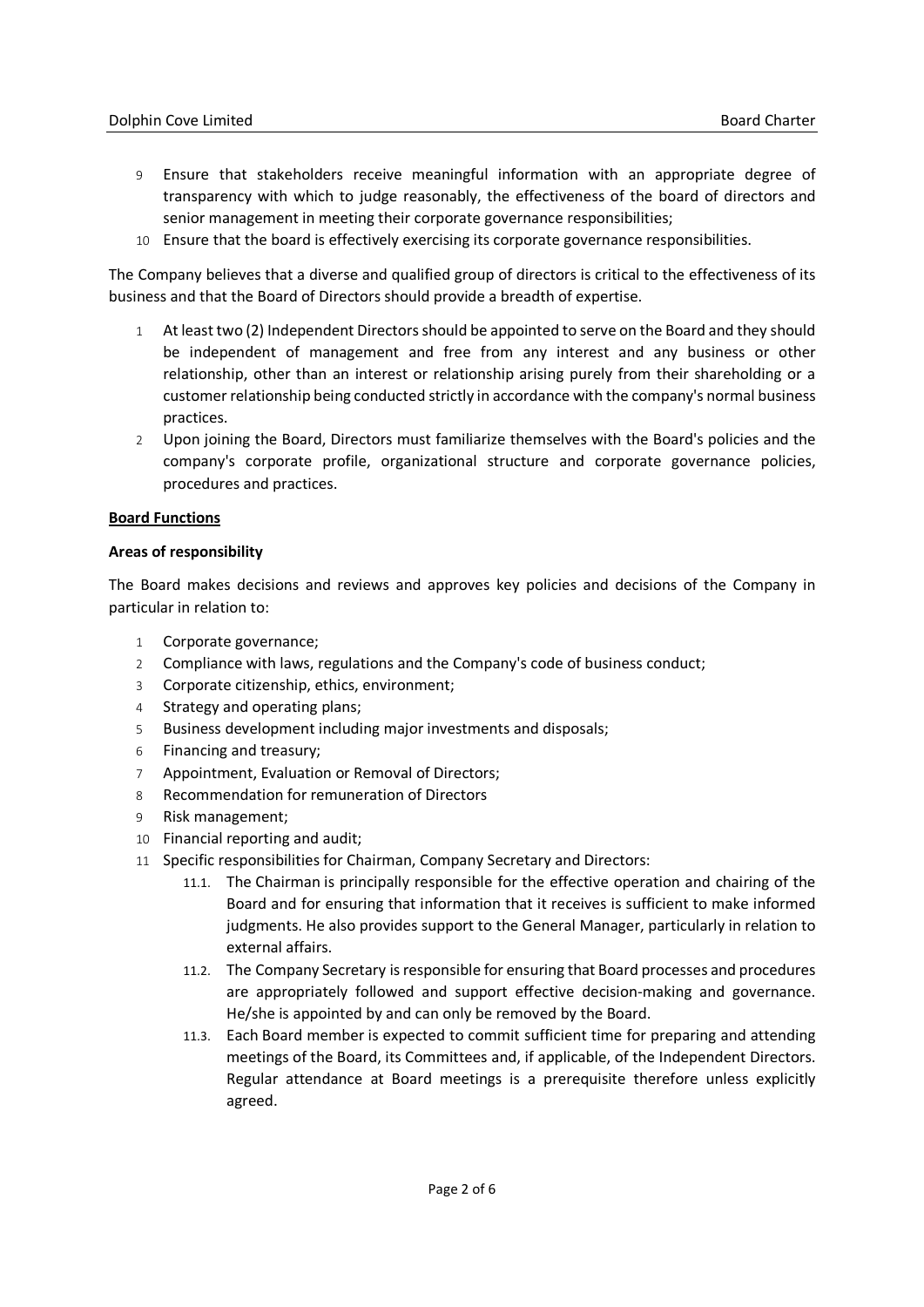9. Ensure that stakeholders receive meaningful information with an appropriate degree of transparency with which to judge reasonably, the effectiveness of the board of directors and senior management in meeting their corporate governance responsibilities;
10. Ensure that the board is effectively exercising its corporate governance responsibilities.

The Company believes that a diverse and qualified group of directors is critical to the effectiveness of its business and that the Board of Directors should provide a breadth of expertise.

1. At least two (2) Independent Directors should be appointed to serve on the Board and they should be independent of management and free from any interest and any business or other relationship, other than an interest or relationship arising purely from their shareholding or a customer relationship being conducted strictly in accordance with the company's normal business practices.
2. Upon joining the Board, Directors must familiarize themselves with the Board's policies and the company's corporate profile, organizational structure and corporate governance policies, procedures and practices.

<u>**Board Functions**</u>

**Areas of responsibility**

The Board makes decisions and reviews and approves key policies and decisions of the Company in particular in relation to:

1. Corporate governance;
2. Compliance with laws, regulations and the Company's code of business conduct;
3. Corporate citizenship, ethics, environment;
4. Strategy and operating plans;
5. Business development including major investments and disposals;
6. Financing and treasury;
7. Appointment, Evaluation or Removal of Directors;
8. Recommendation for remuneration of Directors
9. Risk management;
10. Financial reporting and audit;
11. Specific responsibilities for Chairman, Company Secretary and Directors:
    - 11.1. The Chairman is principally responsible for the effective operation and chairing of the Board and for ensuring that information that it receives is sufficient to make informed judgments. He also provides support to the General Manager, particularly in relation to external affairs.
    - 11.2. The Company Secretary is responsible for ensuring that Board processes and procedures are appropriately followed and support effective decision-making and governance. He/she is appointed by and can only be removed by the Board.
    - 11.3. Each Board member is expected to commit sufficient time for preparing and attending meetings of the Board, its Committees and, if applicable, of the Independent Directors. Regular attendance at Board meetings is a prerequisite therefore unless explicitly agreed.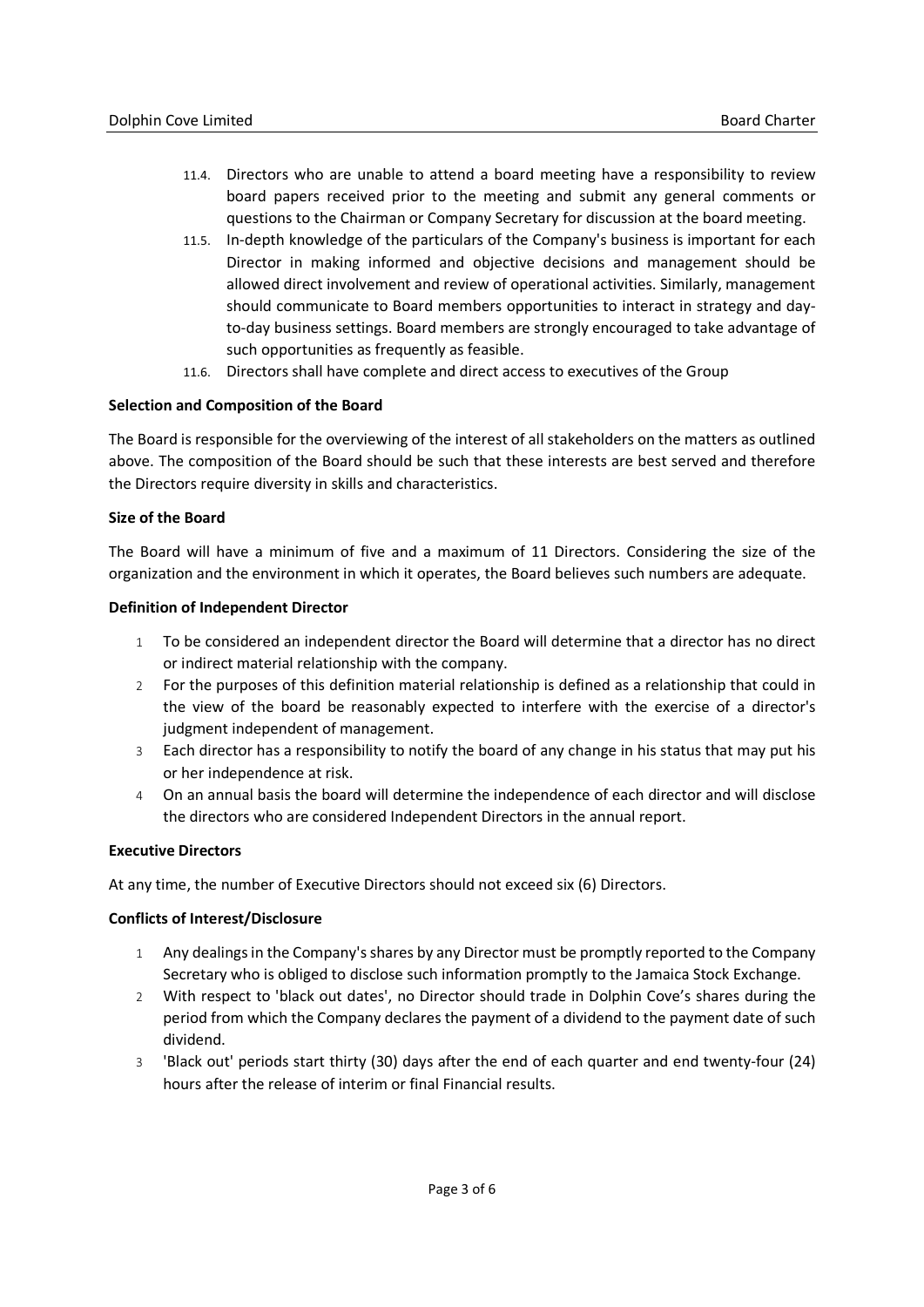11.4. Directors who are unable to attend a board meeting have a responsibility to review board papers received prior to the meeting and submit any general comments or questions to the Chairman or Company Secretary for discussion at the board meeting.

11.5. In-depth knowledge of the particulars of the Company's business is important for each Director in making informed and objective decisions and management should be allowed direct involvement and review of operational activities. Similarly, management should communicate to Board members opportunities to interact in strategy and day-to-day business settings. Board members are strongly encouraged to take advantage of such opportunities as frequently as feasible.

11.6. Directors shall have complete and direct access to executives of the Group

**Selection and Composition of the Board**

The Board is responsible for the overviewing of the interest of all stakeholders on the matters as outlined above. The composition of the Board should be such that these interests are best served and therefore the Directors require diversity in skills and characteristics.

**Size of the Board**

The Board will have a minimum of five and a maximum of 11 Directors. Considering the size of the organization and the environment in which it operates, the Board believes such numbers are adequate.

**Definition of Independent Director**

1. To be considered an independent director the Board will determine that a director has no direct or indirect material relationship with the company.
2. For the purposes of this definition material relationship is defined as a relationship that could in the view of the board be reasonably expected to interfere with the exercise of a director's judgment independent of management.
3. Each director has a responsibility to notify the board of any change in his status that may put his or her independence at risk.
4. On an annual basis the board will determine the independence of each director and will disclose the directors who are considered Independent Directors in the annual report.

**Executive Directors**

At any time, the number of Executive Directors should not exceed six (6) Directors.

**Conflicts of Interest/Disclosure**

1. Any dealings in the Company's shares by any Director must be promptly reported to the Company Secretary who is obliged to disclose such information promptly to the Jamaica Stock Exchange.
2. With respect to 'black out dates', no Director should trade in Dolphin Cove's shares during the period from which the Company declares the payment of a dividend to the payment date of such dividend.
3. 'Black out' periods start thirty (30) days after the end of each quarter and end twenty-four (24) hours after the release of interim or final Financial results.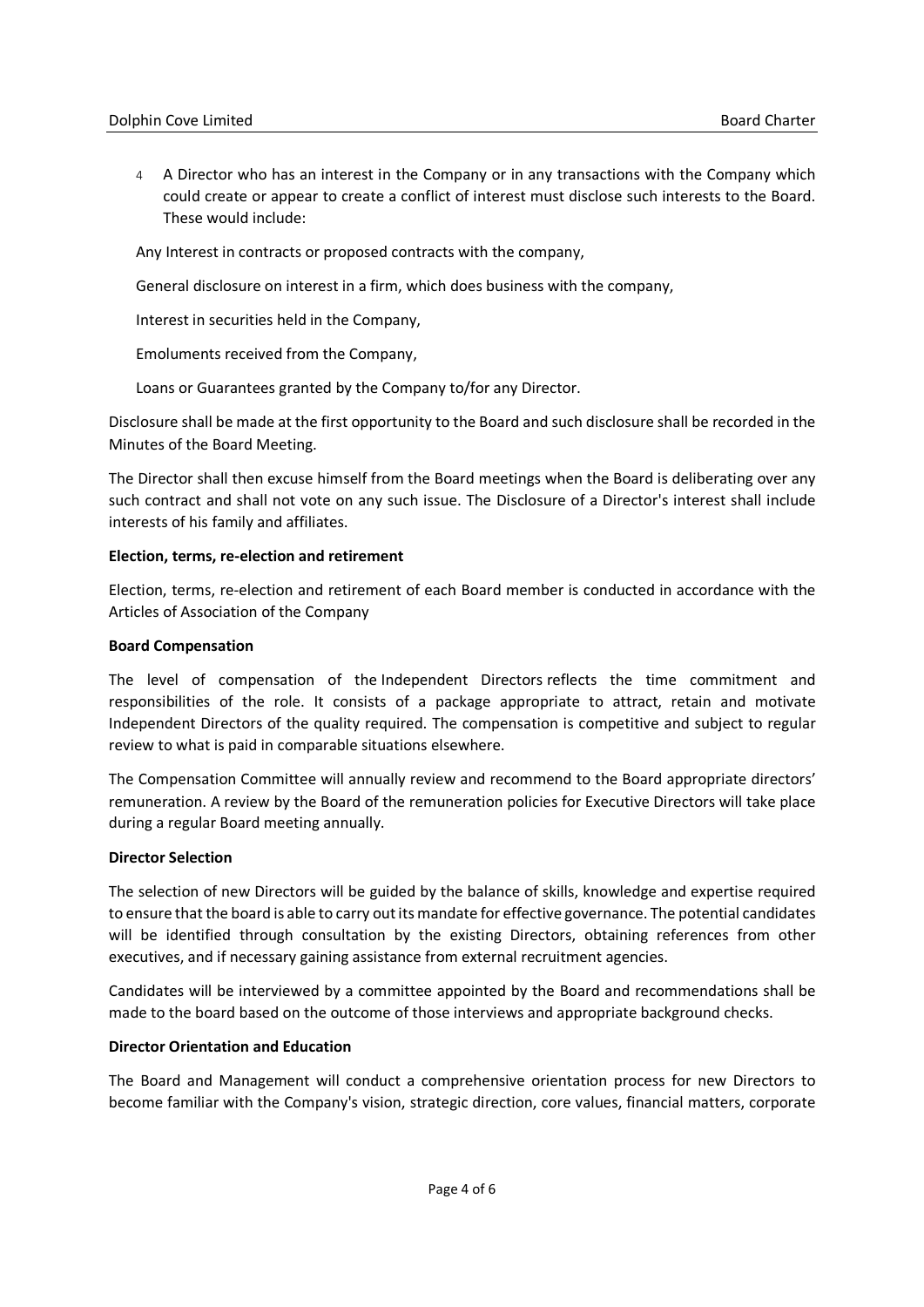4. A Director who has an interest in the Company or in any transactions with the Company which could create or appear to create a conflict of interest must disclose such interests to the Board. These would include:

Any Interest in contracts or proposed contracts with the company,

General disclosure on interest in a firm, which does business with the company,

Interest in securities held in the Company,

Emoluments received from the Company,

Loans or Guarantees granted by the Company to/for any Director.

Disclosure shall be made at the first opportunity to the Board and such disclosure shall be recorded in the Minutes of the Board Meeting.

The Director shall then excuse himself from the Board meetings when the Board is deliberating over any such contract and shall not vote on any such issue. The Disclosure of a Director's interest shall include interests of his family and affiliates.

**Election, terms, re-election and retirement**

Election, terms, re-election and retirement of each Board member is conducted in accordance with the Articles of Association of the Company

**Board Compensation**

The level of compensation of the Independent Directors reflects the time commitment and responsibilities of the role. It consists of a package appropriate to attract, retain and motivate Independent Directors of the quality required. The compensation is competitive and subject to regular review to what is paid in comparable situations elsewhere.

The Compensation Committee will annually review and recommend to the Board appropriate directors' remuneration. A review by the Board of the remuneration policies for Executive Directors will take place during a regular Board meeting annually.

**Director Selection**

The selection of new Directors will be guided by the balance of skills, knowledge and expertise required to ensure that the board is able to carry out its mandate for effective governance. The potential candidates will be identified through consultation by the existing Directors, obtaining references from other executives, and if necessary gaining assistance from external recruitment agencies.

Candidates will be interviewed by a committee appointed by the Board and recommendations shall be made to the board based on the outcome of those interviews and appropriate background checks.

**Director Orientation and Education**

The Board and Management will conduct a comprehensive orientation process for new Directors to become familiar with the Company's vision, strategic direction, core values, financial matters, corporate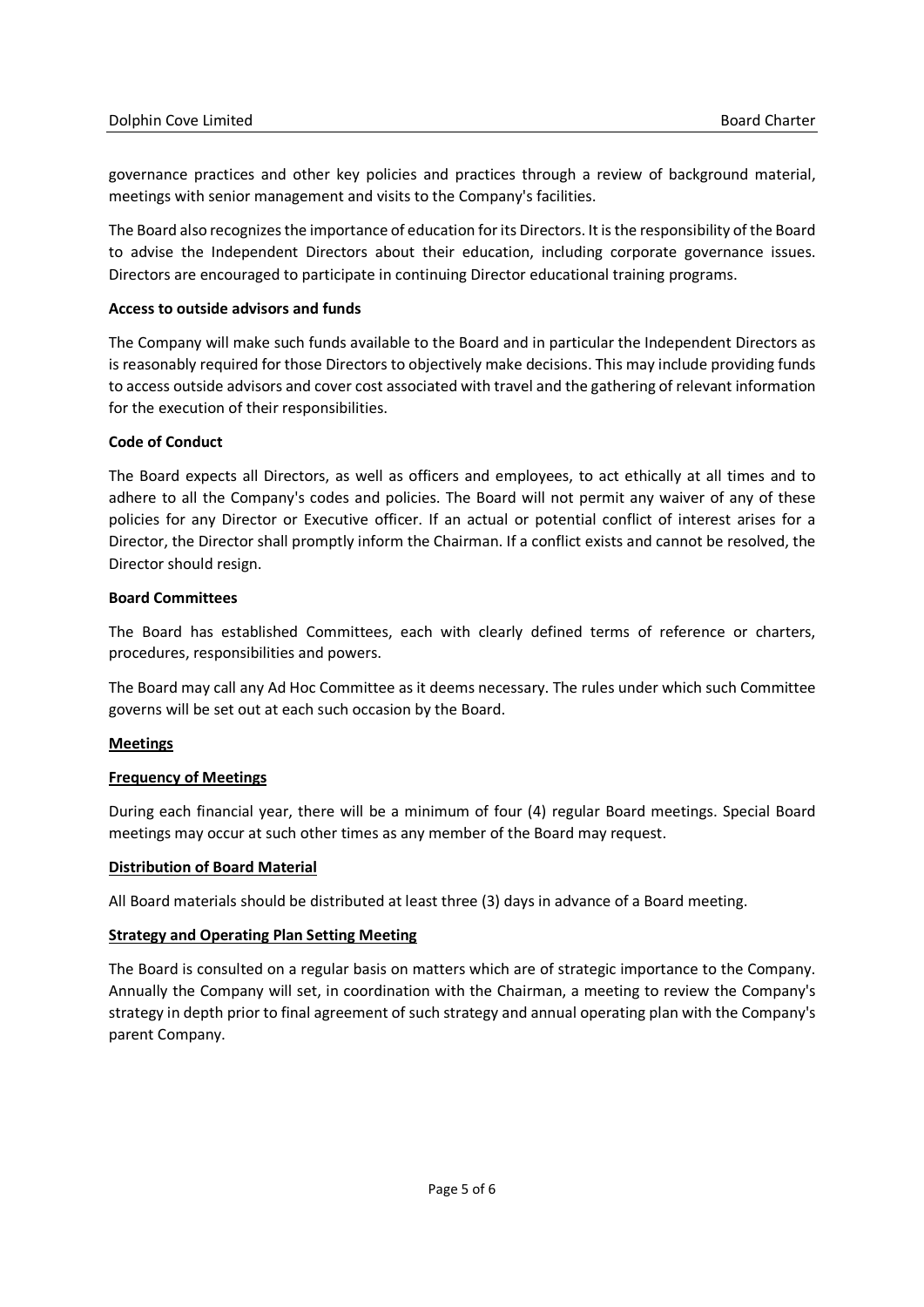governance practices and other key policies and practices through a review of background material, meetings with senior management and visits to the Company's facilities.

The Board also recognizes the importance of education for its Directors. It is the responsibility of the Board to advise the Independent Directors about their education, including corporate governance issues. Directors are encouraged to participate in continuing Director educational training programs.

**Access to outside advisors and funds**

The Company will make such funds available to the Board and in particular the Independent Directors as is reasonably required for those Directors to objectively make decisions. This may include providing funds to access outside advisors and cover cost associated with travel and the gathering of relevant information for the execution of their responsibilities.

**Code of Conduct**

The Board expects all Directors, as well as officers and employees, to act ethically at all times and to adhere to all the Company's codes and policies. The Board will not permit any waiver of any of these policies for any Director or Executive officer. If an actual or potential conflict of interest arises for a Director, the Director shall promptly inform the Chairman. If a conflict exists and cannot be resolved, the Director should resign.

**Board Committees**

The Board has established Committees, each with clearly defined terms of reference or charters, procedures, responsibilities and powers.

The Board may call any Ad Hoc Committee as it deems necessary. The rules under which such Committee governs will be set out at each such occasion by the Board.

**Meetings**

**Frequency of Meetings**

During each financial year, there will be a minimum of four (4) regular Board meetings. Special Board meetings may occur at such other times as any member of the Board may request.

**Distribution of Board Material**

All Board materials should be distributed at least three (3) days in advance of a Board meeting.

**Strategy and Operating Plan Setting Meeting**

The Board is consulted on a regular basis on matters which are of strategic importance to the Company. Annually the Company will set, in coordination with the Chairman, a meeting to review the Company's strategy in depth prior to final agreement of such strategy and annual operating plan with the Company's parent Company.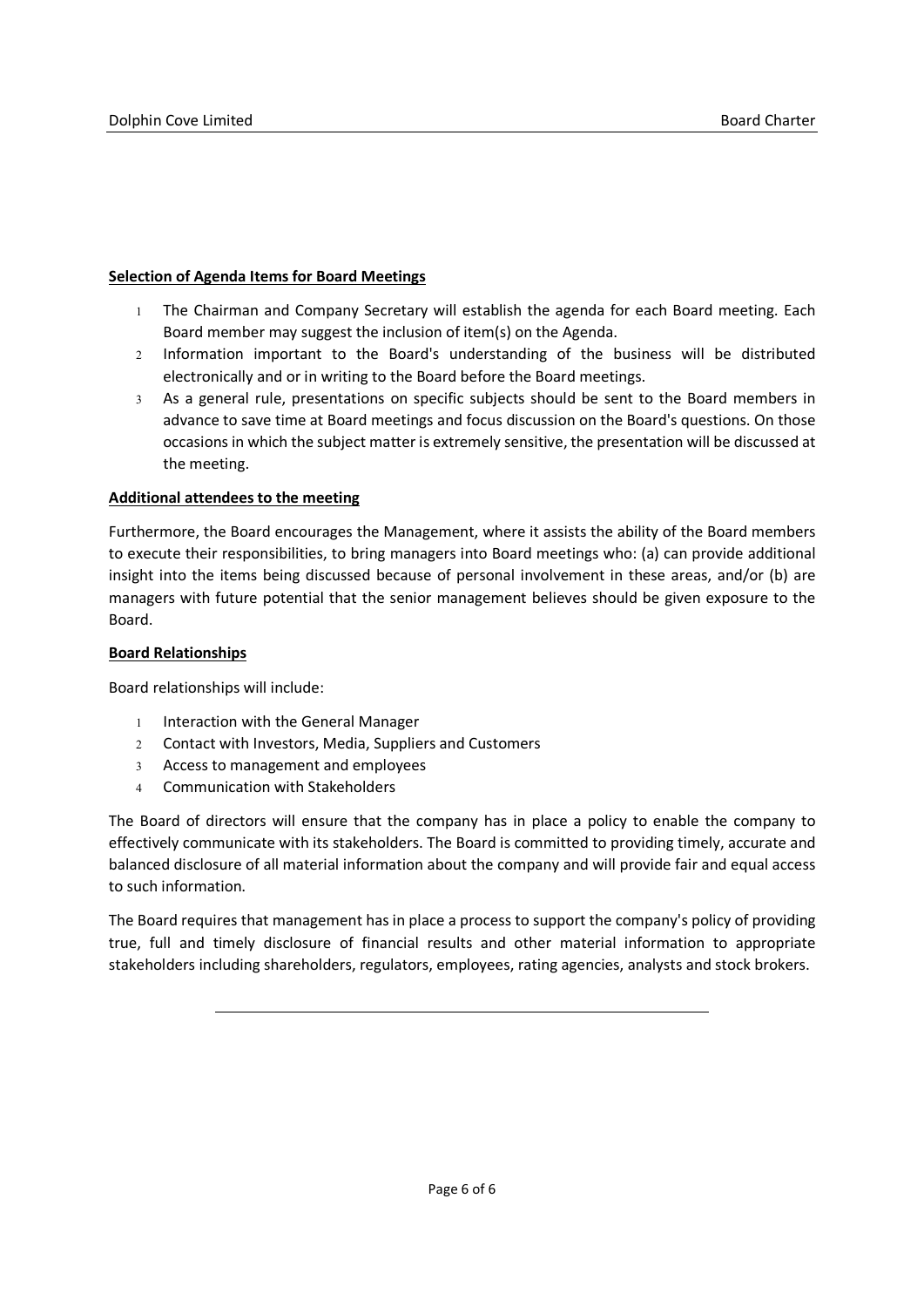**Selection of Agenda Items for Board Meetings**

1. The Chairman and Company Secretary will establish the agenda for each Board meeting. Each Board member may suggest the inclusion of item(s) on the Agenda.
2. Information important to the Board's understanding of the business will be distributed electronically and or in writing to the Board before the Board meetings.
3. As a general rule, presentations on specific subjects should be sent to the Board members in advance to save time at Board meetings and focus discussion on the Board's questions. On those occasions in which the subject matter is extremely sensitive, the presentation will be discussed at the meeting.

**Additional attendees to the meeting**

Furthermore, the Board encourages the Management, where it assists the ability of the Board members to execute their responsibilities, to bring managers into Board meetings who: (a) can provide additional insight into the items being discussed because of personal involvement in these areas, and/or (b) are managers with future potential that the senior management believes should be given exposure to the Board.

**Board Relationships**

Board relationships will include:

1. Interaction with the General Manager
2. Contact with Investors, Media, Suppliers and Customers
3. Access to management and employees
4. Communication with Stakeholders

The Board of directors will ensure that the company has in place a policy to enable the company to effectively communicate with its stakeholders. The Board is committed to providing timely, accurate and balanced disclosure of all material information about the company and will provide fair and equal access to such information.

The Board requires that management has in place a process to support the company's policy of providing true, full and timely disclosure of financial results and other material information to appropriate stakeholders including shareholders, regulators, employees, rating agencies, analysts and stock brokers.

---